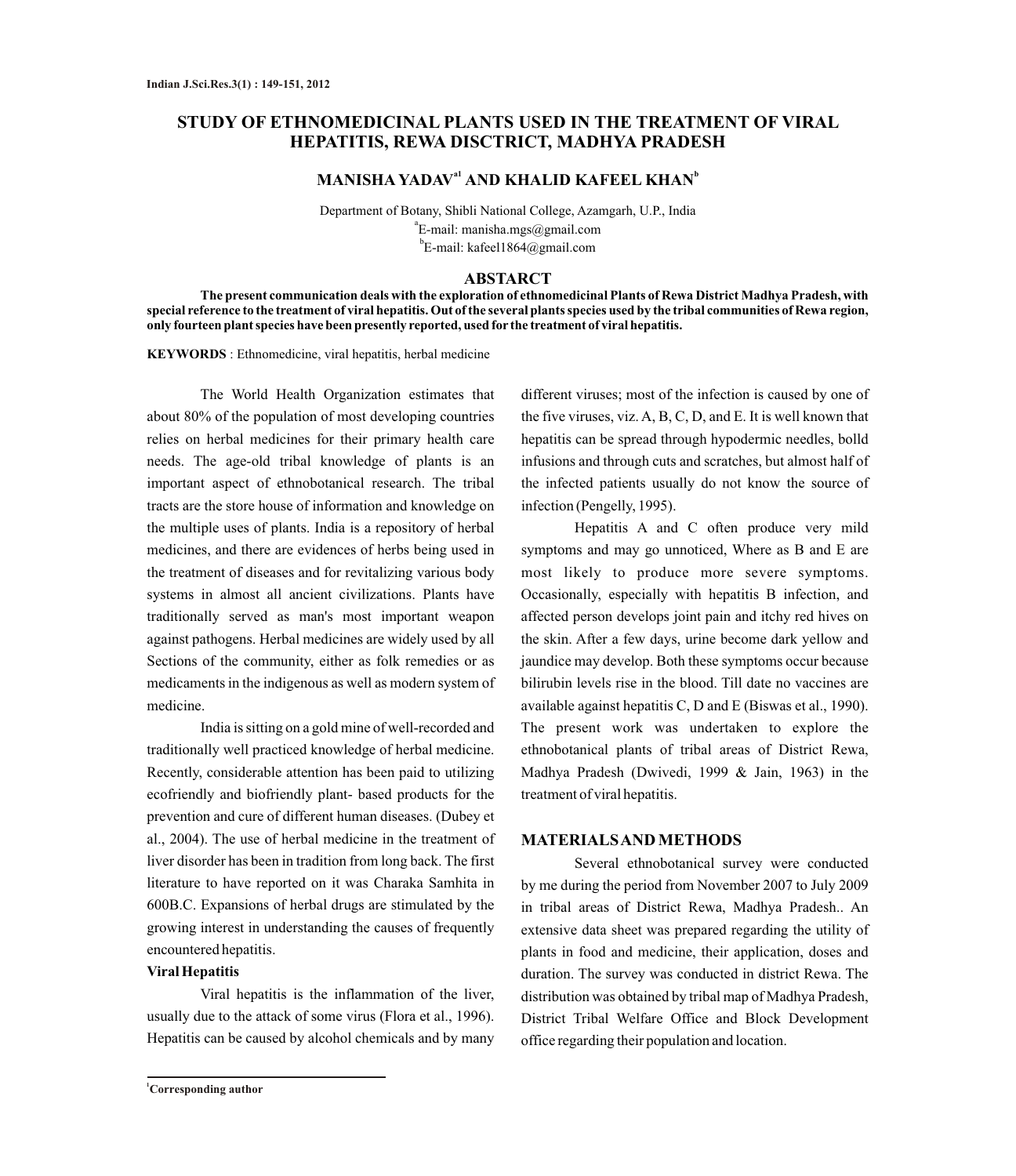# STUDY OF ETHNOMEDICINAL PLANTS USED IN THE TREATMENT OF VIRAL HEPATITIS, REWA DISCTRICT, MADHYA PRADESH

**MANISHA YADAV[a1] AND KHALID KAFEEL KHAN[b]**

Department of Botany, Shibli National College, Azamgarh, U.P., India
[a]E-mail: manisha.mgs@gmail.com
[b]E-mail: kafeel1864@gmail.com

## ABSTARCT

**The present communication deals with the exploration of ethnomedicinal Plants of Rewa District Madhya Pradesh, with special reference to the treatment of viral hepatitis. Out of the several plants species used by the tribal communities of Rewa region, only fourteen plant species have been presently reported, used for the treatment of viral hepatitis.**

**KEYWORDS** : Ethnomedicine, viral hepatitis, herbal medicine

The World Health Organization estimates that about 80% of the population of most developing countries relies on herbal medicines for their primary health care needs. The age-old tribal knowledge of plants is an important aspect of ethnobotanical research. The tribal tracts are the store house of information and knowledge on the multiple uses of plants. India is a repository of herbal medicines, and there are evidences of herbs being used in the treatment of diseases and for revitalizing various body systems in almost all ancient civilizations. Plants have traditionally served as man's most important weapon against pathogens. Herbal medicines are widely used by all Sections of the community, either as folk remedies or as medicaments in the indigenous as well as modern system of medicine.

India is sitting on a gold mine of well-recorded and traditionally well practiced knowledge of herbal medicine. Recently, considerable attention has been paid to utilizing ecofriendly and biofriendly plant- based products for the prevention and cure of different human diseases. (Dubey et al., 2004). The use of herbal medicine in the treatment of liver disorder has been in tradition from long back. The first literature to have reported on it was Charaka Samhita in 600B.C. Expansions of herbal drugs are stimulated by the growing interest in understanding the causes of frequently encountered hepatitis.

**Viral Hepatitis**

Viral hepatitis is the inflammation of the liver, usually due to the attack of some virus (Flora et al., 1996). Hepatitis can be caused by alcohol chemicals and by many different viruses; most of the infection is caused by one of the five viruses, viz. A, B, C, D, and E. It is well known that hepatitis can be spread through hypodermic needles, bolld infusions and through cuts and scratches, but almost half of the infected patients usually do not know the source of infection (Pengelly, 1995).

Hepatitis A and C often produce very mild symptoms and may go unnoticed, Where as B and E are most likely to produce more severe symptoms. Occasionally, especially with hepatitis B infection, and affected person develops joint pain and itchy red hives on the skin. After a few days, urine become dark yellow and jaundice may develop. Both these symptoms occur because bilirubin levels rise in the blood. Till date no vaccines are available against hepatitis C, D and E (Biswas et al., 1990). The present work was undertaken to explore the ethnobotanical plants of tribal areas of District Rewa, Madhya Pradesh (Dwivedi, 1999 & Jain, 1963) in the treatment of viral hepatitis.

## MATERIALS AND METHODS

Several ethnobotanical survey were conducted by me during the period from November 2007 to July 2009 in tribal areas of District Rewa, Madhya Pradesh.. An extensive data sheet was prepared regarding the utility of plants in food and medicine, their application, doses and duration. The survey was conducted in district Rewa. The distribution was obtained by tribal map of Madhya Pradesh, District Tribal Welfare Office and Block Development office regarding their population and location.

[1]**Corresponding author**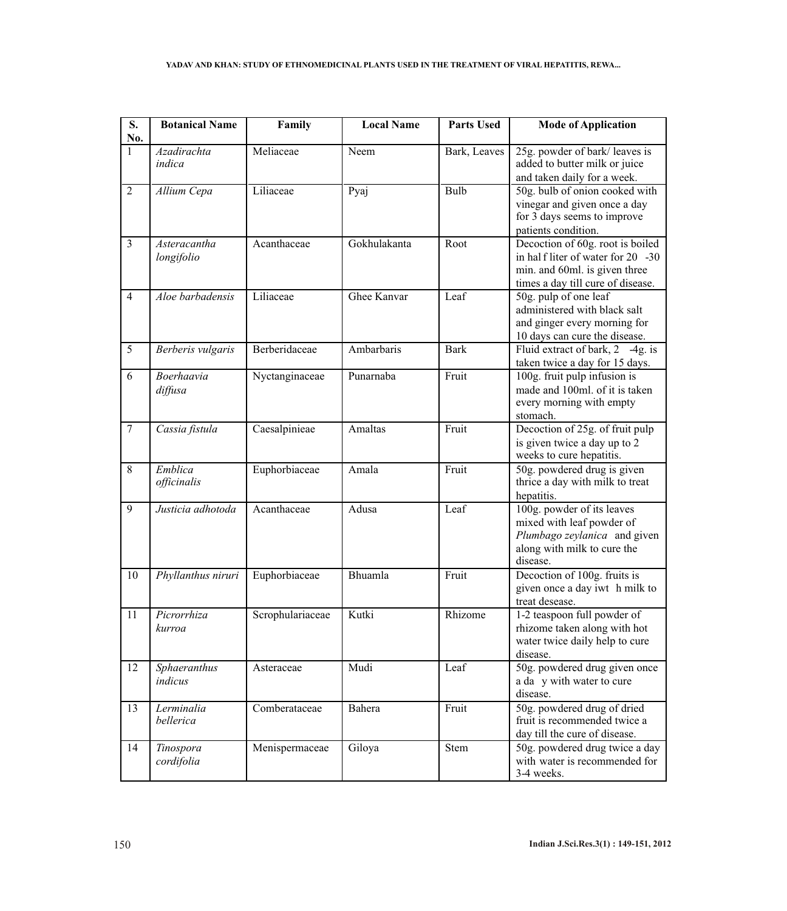| S. No. | Botanical Name | Family | Local Name | Parts Used | Mode of Application |
|---|---|---|---|---|---|
| 1 | *Azadirachta indica* | Meliaceae | Neem | Bark, Leaves | 25g. powder of bark/ leaves is added to butter milk or juice and taken daily for a week. |
| 2 | *Allium Cepa* | Liliaceae | Pyaj | Bulb | 50g. bulb of onion cooked with vinegar and given once a day for 3 days seems to improve patients condition. |
| 3 | *Asteracantha longifolio* | Acanthaceae | Gokhulakanta | Root | Decoction of 60g. root is boiled in hal f liter of water for 20 -30 min. and 60ml. is given three times a day till cure of disease. |
| 4 | *Aloe barbadensis* | Liliaceae | Ghee Kanvar | Leaf | 50g. pulp of one leaf administered with black salt and ginger every morning for 10 days can cure the disease. |
| 5 | *Berberis vulgaris* | Berberidaceae | Ambarbaris | Bark | Fluid extract of bark, 2 -4g. is taken twice a day for 15 days. |
| 6 | *Boerhaavia diffusa* | Nyctanginaceae | Punarnaba | Fruit | 100g. fruit pulp infusion is made and 100ml. of it is taken every morning with empty stomach. |
| 7 | *Cassia fistula* | Caesalpinieae | Amaltas | Fruit | Decoction of 25g. of fruit pulp is given twice a day up to 2 weeks to cure hepatitis. |
| 8 | *Emblica officinalis* | Euphorbiaceae | Amala | Fruit | 50g. powdered drug is given thrice a day with milk to treat hepatitis. |
| 9 | *Justicia adhotoda* | Acanthaceae | Adusa | Leaf | 100g. powder of its leaves mixed with leaf powder of *Plumbago zeylanica* and given along with milk to cure the disease. |
| 10 | *Phyllanthus niruri* | Euphorbiaceae | Bhuamla | Fruit | Decoction of 100g. fruits is given once a day iwt h milk to treat desease. |
| 11 | *Picrorrhiza kurroa* | Scrophulariaceae | Kutki | Rhizome | 1-2 teaspoon full powder of rhizome taken along with hot water twice daily help to cure disease. |
| 12 | *Sphaeranthus indicus* | Asteraceae | Mudi | Leaf | 50g. powdered drug given once a da y with water to cure disease. |
| 13 | *Lerminalia bellerica* | Comberataceae | Bahera | Fruit | 50g. powdered drug of dried fruit is recommended twice a day till the cure of disease. |
| 14 | *Tinospora cordifolia* | Menispermaceae | Giloya | Stem | 50g. powdered drug twice a day with water is recommended for 3-4 weeks. |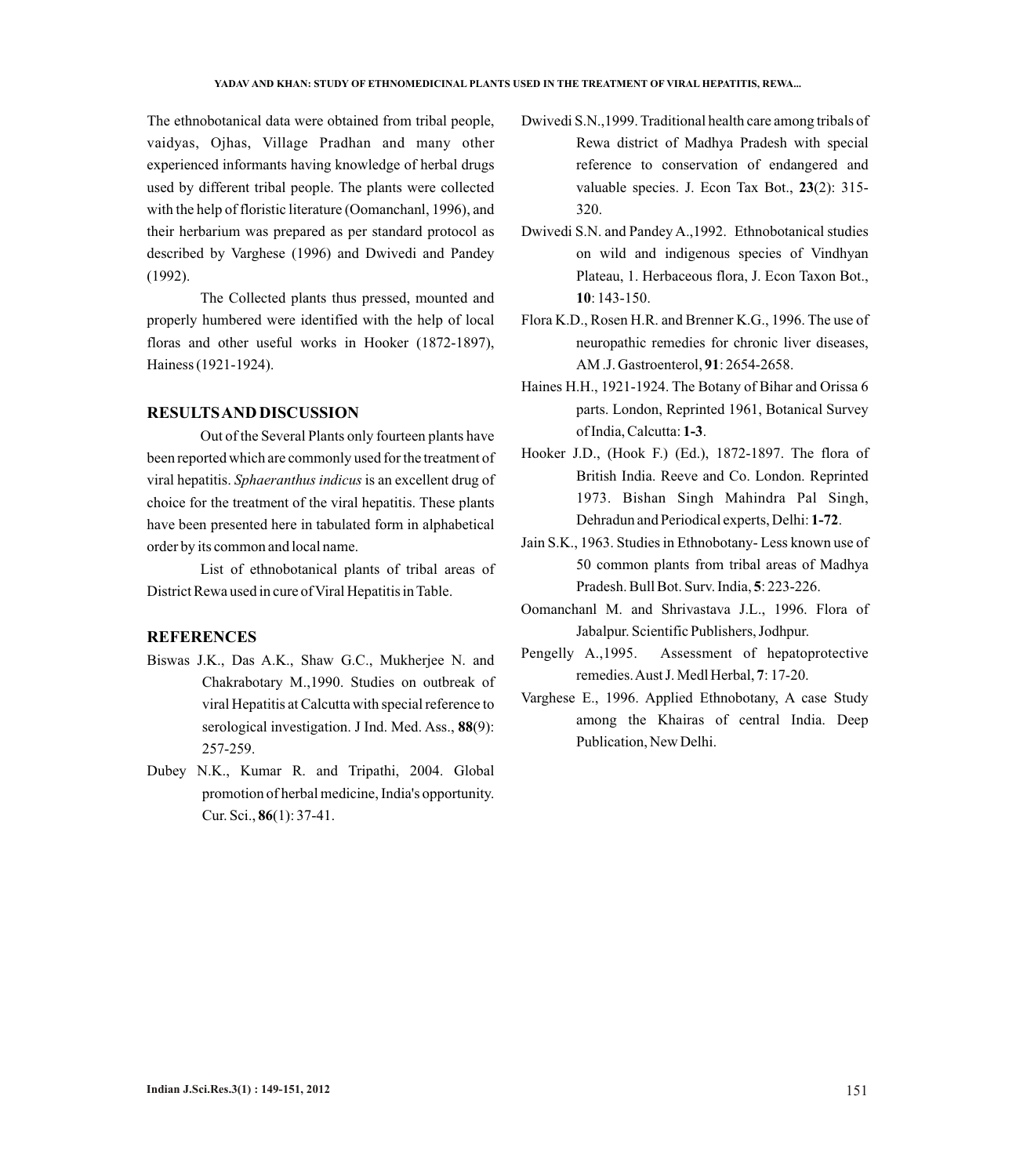The ethnobotanical data were obtained from tribal people, vaidyas, Ojhas, Village Pradhan and many other experienced informants having knowledge of herbal drugs used by different tribal people. The plants were collected with the help of floristic literature (Oomanchanl, 1996), and their herbarium was prepared as per standard protocol as described by Varghese (1996) and Dwivedi and Pandey (1992).

The Collected plants thus pressed, mounted and properly humbered were identified with the help of local floras and other useful works in Hooker (1872-1897), Hainess (1921-1924).

## RESULTS AND DISCUSSION

Out of the Several Plants only fourteen plants have been reported which are commonly used for the treatment of viral hepatitis. *Sphaeranthus indicus* is an excellent drug of choice for the treatment of the viral hepatitis. These plants have been presented here in tabulated form in alphabetical order by its common and local name.

List of ethnobotanical plants of tribal areas of District Rewa used in cure of Viral Hepatitis in Table.

## REFERENCES

Biswas J.K., Das A.K., Shaw G.C., Mukherjee N. and Chakrabotary M.,1990. Studies on outbreak of viral Hepatitis at Calcutta with special reference to serological investigation. J Ind. Med. Ass., **88**(9): 257-259.

Dubey N.K., Kumar R. and Tripathi, 2004. Global promotion of herbal medicine, India's opportunity. Cur. Sci., **86**(1): 37-41.

Dwivedi S.N.,1999. Traditional health care among tribals of Rewa district of Madhya Pradesh with special reference to conservation of endangered and valuable species. J. Econ Tax Bot., **23**(2): 315-320.

Dwivedi S.N. and Pandey A.,1992. Ethnobotanical studies on wild and indigenous species of Vindhyan Plateau, 1. Herbaceous flora, J. Econ Taxon Bot., **10**: 143-150.

Flora K.D., Rosen H.R. and Brenner K.G., 1996. The use of neuropathic remedies for chronic liver diseases, AM .J. Gastroenterol, **91**: 2654-2658.

Haines H.H., 1921-1924. The Botany of Bihar and Orissa 6 parts. London, Reprinted 1961, Botanical Survey of India, Calcutta: **1-3**.

Hooker J.D., (Hook F.) (Ed.), 1872-1897. The flora of British India. Reeve and Co. London. Reprinted 1973. Bishan Singh Mahindra Pal Singh, Dehradun and Periodical experts, Delhi: **1-72**.

Jain S.K., 1963. Studies in Ethnobotany- Less known use of 50 common plants from tribal areas of Madhya Pradesh. Bull Bot. Surv. India, **5**: 223-226.

Oomanchanl M. and Shrivastava J.L., 1996. Flora of Jabalpur. Scientific Publishers, Jodhpur.

Pengelly A.,1995. Assessment of hepatoprotective remedies. Aust J. Medl Herbal, **7**: 17-20.

Varghese E., 1996. Applied Ethnobotany, A case Study among the Khairas of central India. Deep Publication, New Delhi.